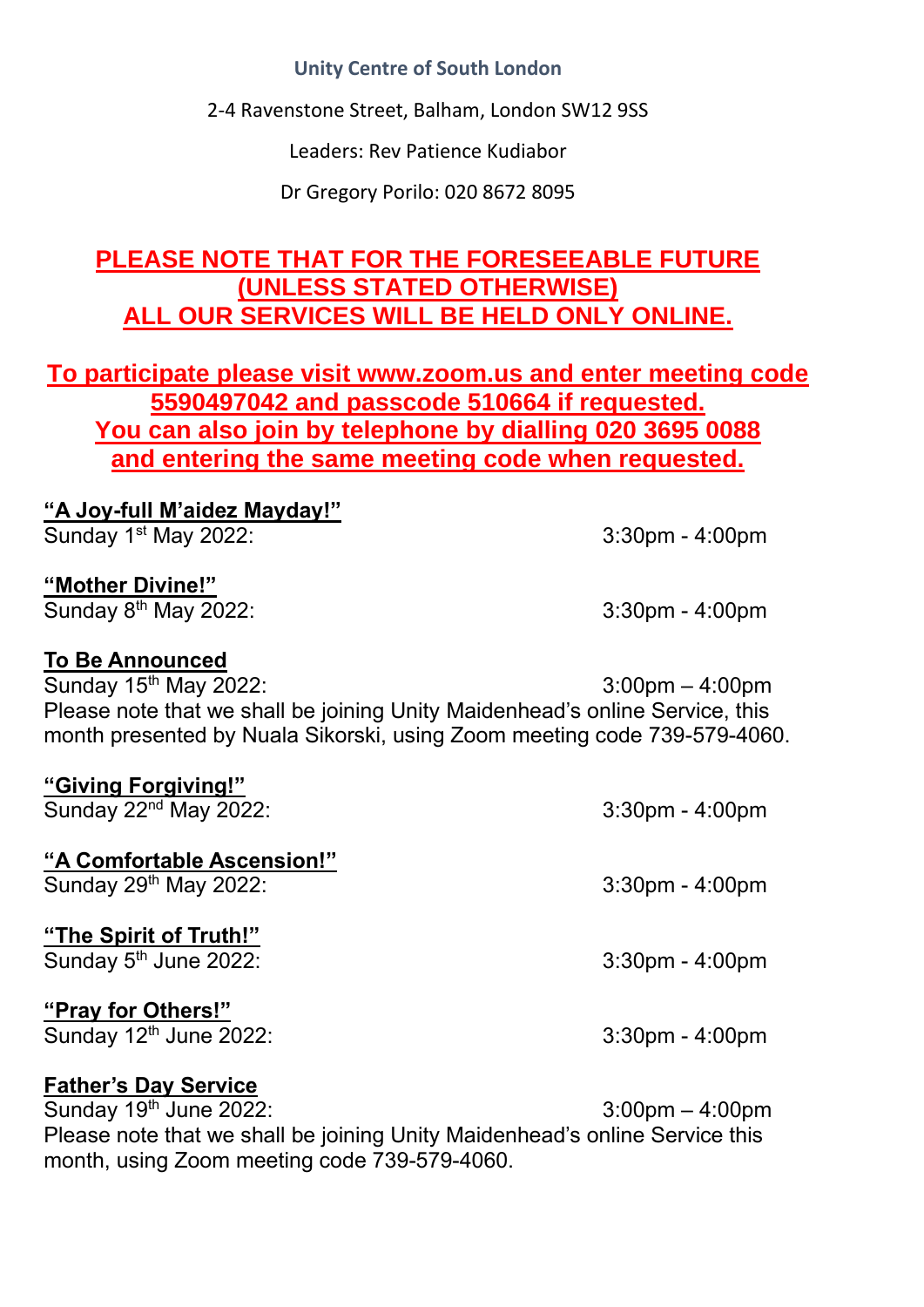**Unity Centre of South London**

2-4 Ravenstone Street, Balham, London SW12 9SS

Leaders: Rev Patience Kudiabor

Dr Gregory Porilo: 020 8672 8095

**PLEASE NOTE THAT FOR THE FORESEEABLE FUTURE (UNLESS STATED OTHERWISE) ALL OUR SERVICES WILL BE HELD ONLY ONLINE.**

**To participate please visit www.zoom.us and enter meeting code 5590497042 and passcode 510664 if requested. You can also join by telephone by dialling 020 3695 0088 and entering the same meeting code when requested.**

**"A Joy-full M'aidez Mayday!"**
Sunday 1st May 2022: 3:30pm - 4:00pm

**"Mother Divine!"**
Sunday 8th May 2022: 3:30pm - 4:00pm

**To Be Announced**
Sunday 15th May 2022: 3:00pm – 4:00pm
Please note that we shall be joining Unity Maidenhead's online Service, this month presented by Nuala Sikorski, using Zoom meeting code 739-579-4060.

**"Giving Forgiving!"**
Sunday 22nd May 2022: 3:30pm - 4:00pm

**"A Comfortable Ascension!"**
Sunday 29th May 2022: 3:30pm - 4:00pm

**"The Spirit of Truth!"**
Sunday 5th June 2022: 3:30pm - 4:00pm

**"Pray for Others!"**
Sunday 12th June 2022: 3:30pm - 4:00pm

**Father's Day Service**
Sunday 19th June 2022: 3:00pm – 4:00pm
Please note that we shall be joining Unity Maidenhead's online Service this month, using Zoom meeting code 739-579-4060.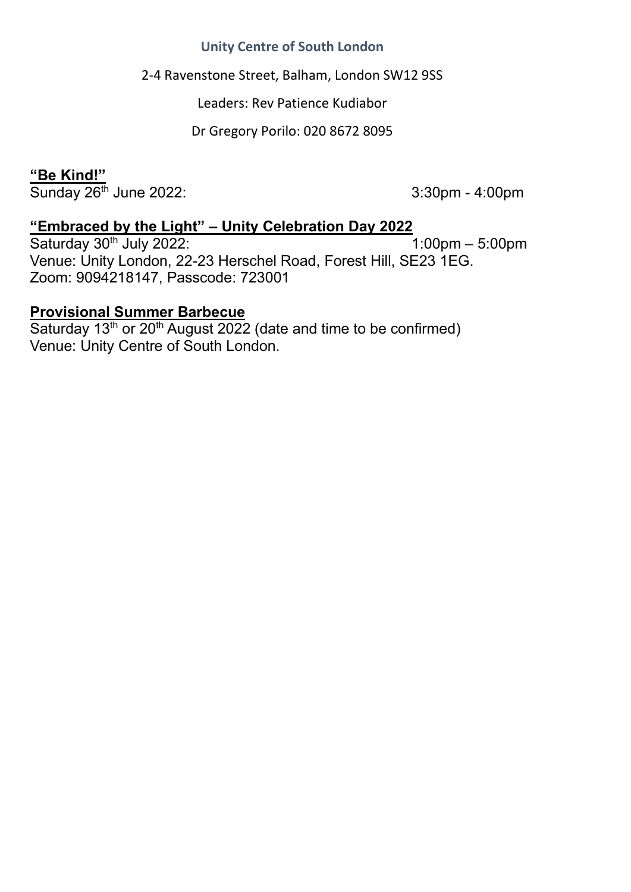**Unity Centre of South London**

2-4 Ravenstone Street, Balham, London SW12 9SS

Leaders: Rev Patience Kudiabor

Dr Gregory Porilo: 020 8672 8095

**"Be Kind!"**

Sunday 26th June 2022: 3:30pm - 4:00pm

**"Embraced by the Light" – Unity Celebration Day 2022**

Saturday 30th July 2022: 1:00pm – 5:00pm

Venue: Unity London, 22-23 Herschel Road, Forest Hill, SE23 1EG.

Zoom: 9094218147, Passcode: 723001

**Provisional Summer Barbecue**

Saturday 13th or 20th August 2022 (date and time to be confirmed)

Venue: Unity Centre of South London.